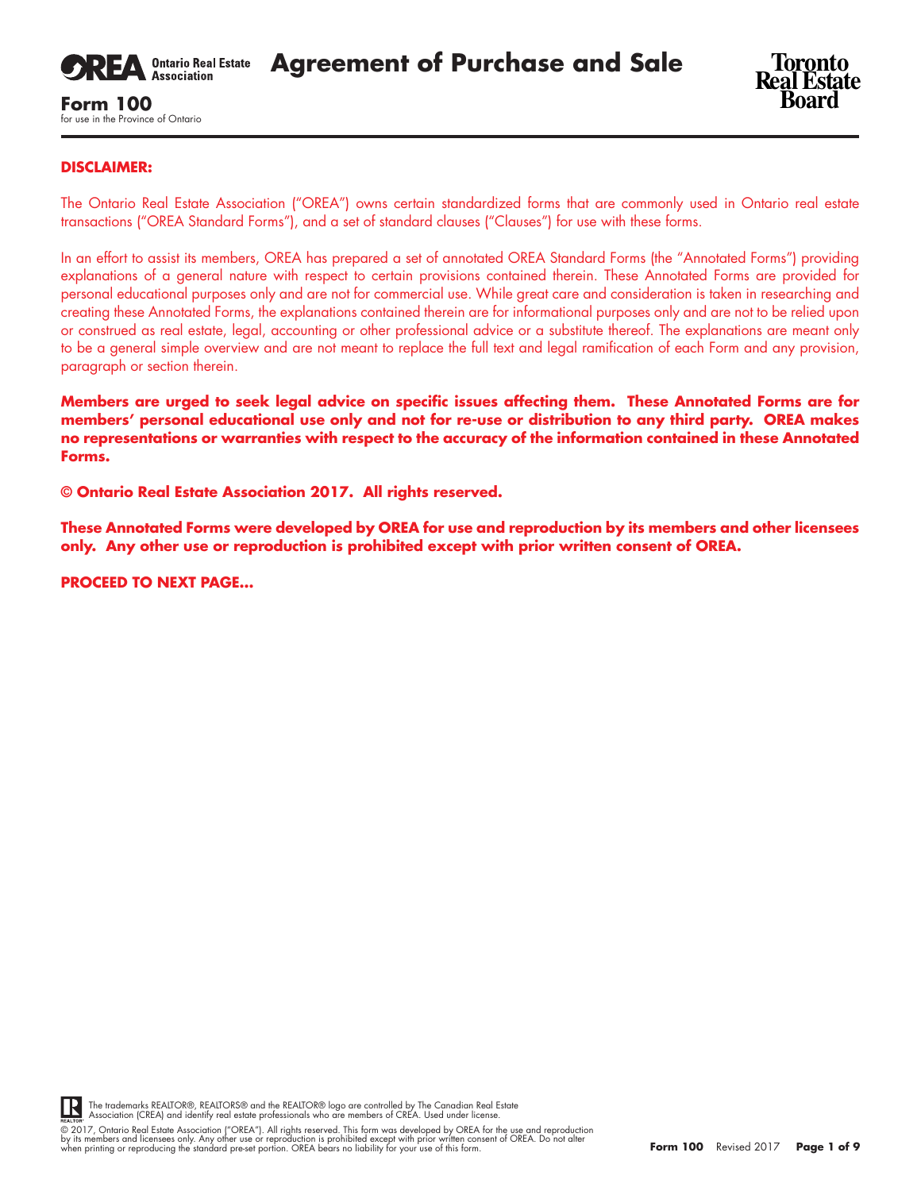# Agreement of Purchase and Sale

**Form 100**
for use in the Province of Ontario

**DISCLAIMER:**

The Ontario Real Estate Association ("OREA") owns certain standardized forms that are commonly used in Ontario real estate transactions ("OREA Standard Forms"), and a set of standard clauses ("Clauses") for use with these forms.

In an effort to assist its members, OREA has prepared a set of annotated OREA Standard Forms (the "Annotated Forms") providing explanations of a general nature with respect to certain provisions contained therein. These Annotated Forms are provided for personal educational purposes only and are not for commercial use. While great care and consideration is taken in researching and creating these Annotated Forms, the explanations contained therein are for informational purposes only and are not to be relied upon or construed as real estate, legal, accounting or other professional advice or a substitute thereof. The explanations are meant only to be a general simple overview and are not meant to replace the full text and legal ramification of each Form and any provision, paragraph or section therein.

**Members are urged to seek legal advice on specific issues affecting them. These Annotated Forms are for members' personal educational use only and not for re-use or distribution to any third party. OREA makes no representations or warranties with respect to the accuracy of the information contained in these Annotated Forms.**

**© Ontario Real Estate Association 2017. All rights reserved.**

**These Annotated Forms were developed by OREA for use and reproduction by its members and other licensees only. Any other use or reproduction is prohibited except with prior written consent of OREA.**

**PROCEED TO NEXT PAGE...**

The trademarks REALTOR®, REALTORS® and the REALTOR® logo are controlled by The Canadian Real Estate Association (CREA) and identify real estate professionals who are members of CREA. Used under license.

© 2017, Ontario Real Estate Association ("OREA"). All rights reserved. This form was developed by OREA for the use and reproduction by its members and licensees only. Any other use or reproduction is prohibited except with prior written consent of OREA. Do not alter when printing or reproducing the standard pre-set portion. OREA bears no liability for your use of this form.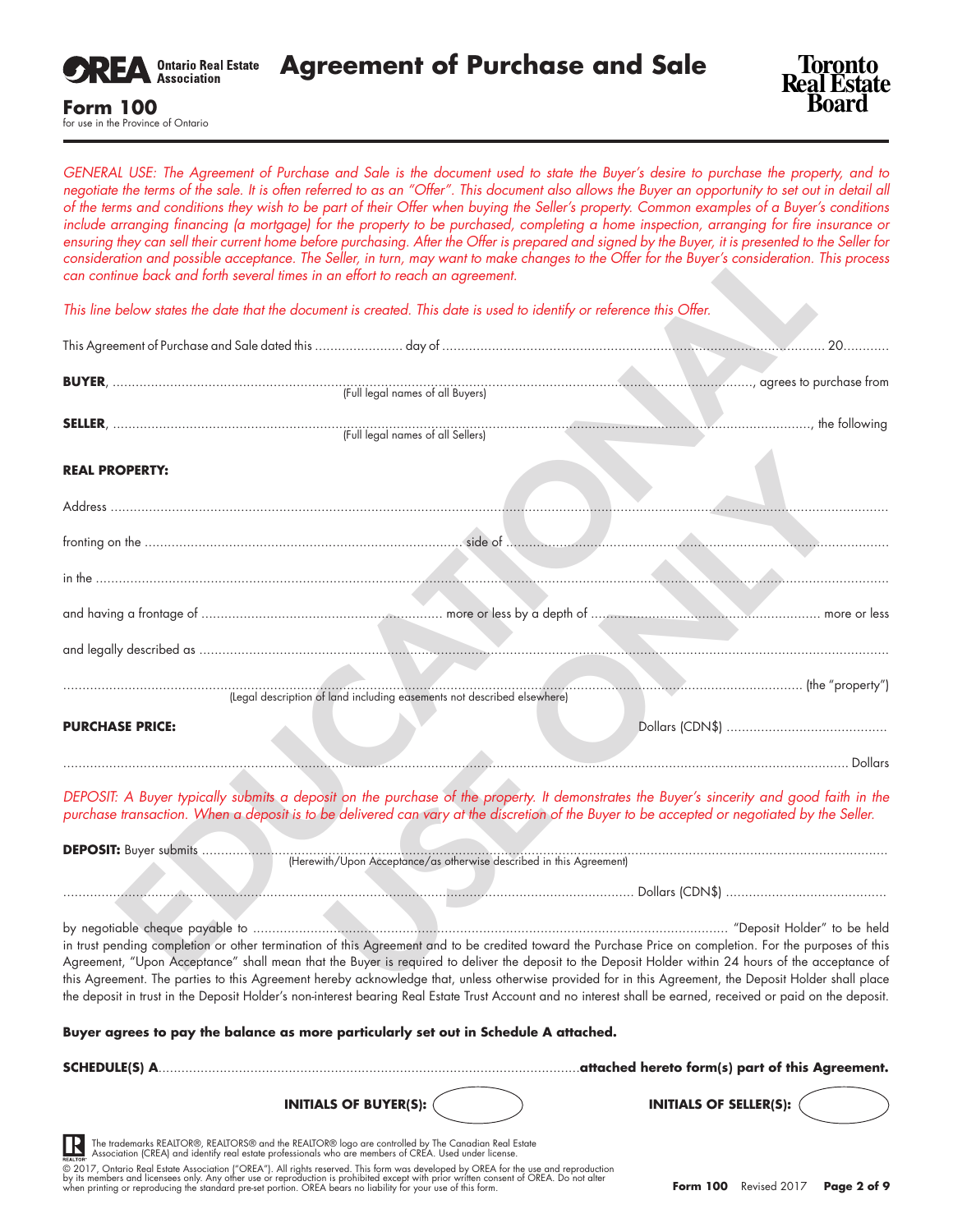OREA Ontario Real Estate Association

# Agreement of Purchase and Sale

Toronto Real Estate Board

**Form 100**
for use in the Province of Ontario

*GENERAL USE: The Agreement of Purchase and Sale is the document used to state the Buyer's desire to purchase the property, and to negotiate the terms of the sale. It is often referred to as an "Offer". This document also allows the Buyer an opportunity to set out in detail all of the terms and conditions they wish to be part of their Offer when buying the Seller's property. Common examples of a Buyer's conditions include arranging financing (a mortgage) for the property to be purchased, completing a home inspection, arranging for fire insurance or ensuring they can sell their current home before purchasing. After the Offer is prepared and signed by the Buyer, it is presented to the Seller for consideration and possible acceptance. The Seller, in turn, may want to make changes to the Offer for the Buyer's consideration. This process can continue back and forth several times in an effort to reach an agreement.*

*This line below states the date that the document is created. This date is used to identify or reference this Offer.*

This Agreement of Purchase and Sale dated this ...................... day of .................................................................................................... 20...........

**BUYER**, ..................................................................................................................................................................., agrees to purchase from
(Full legal names of all Buyers)

**SELLER**, ..................................................................................................................................................................., the following
(Full legal names of all Sellers)

**REAL PROPERTY:**

Address ...................................................................................................................................................................................................

fronting on the .................................................................................. side of ..........................................................................................

in the .........................................................................................................................................................................................................

and having a frontage of .............................................................. more or less by a depth of ........................................................... more or less

and legally described as .............................................................................................................................................................................

.................................................................................................................................................................................... (the "property")
(Legal description of land including easements not described elsewhere)

**PURCHASE PRICE:** Dollars (CDN$) ..........................................

.................................................................................................................................................................................................. Dollars

*DEPOSIT: A Buyer typically submits a deposit on the purchase of the property. It demonstrates the Buyer's sincerity and good faith in the purchase transaction. When a deposit is to be delivered can vary at the discretion of the Buyer to be accepted or negotiated by the Seller.*

**DEPOSIT:** Buyer submits ........................................................................................................................................................................
(Herewith/Upon Acceptance/as otherwise described in this Agreement)

.......................................................................................................................................... Dollars (CDN$) ..........................................

by negotiable cheque payable to .......................................................................................................................... "Deposit Holder" to be held in trust pending completion or other termination of this Agreement and to be credited toward the Purchase Price on completion. For the purposes of this Agreement, "Upon Acceptance" shall mean that the Buyer is required to deliver the deposit to the Deposit Holder within 24 hours of the acceptance of this Agreement. The parties to this Agreement hereby acknowledge that, unless otherwise provided for in this Agreement, the Deposit Holder shall place the deposit in trust in the Deposit Holder's non-interest bearing Real Estate Trust Account and no interest shall be earned, received or paid on the deposit.

**Buyer agrees to pay the balance as more particularly set out in Schedule A attached.**

**SCHEDULE(S) A**.............................................................................................................**attached hereto form(s) part of this Agreement.**

**INITIALS OF BUYER(S):** **INITIALS OF SELLER(S):**

The trademarks REALTOR®, REALTORS® and the REALTOR® logo are controlled by The Canadian Real Estate Association (CREA) and identify real estate professionals who are members of CREA. Used under license.

© 2017, Ontario Real Estate Association ("OREA"). All rights reserved. This form was developed by OREA for the use and reproduction by its members and licensees only. Any other use or reproduction is prohibited except with prior written consent of OREA. Do not alter when printing or reproducing the standard pre-set portion. OREA bears no liability for your use of this form.

**Form 100** Revised 2017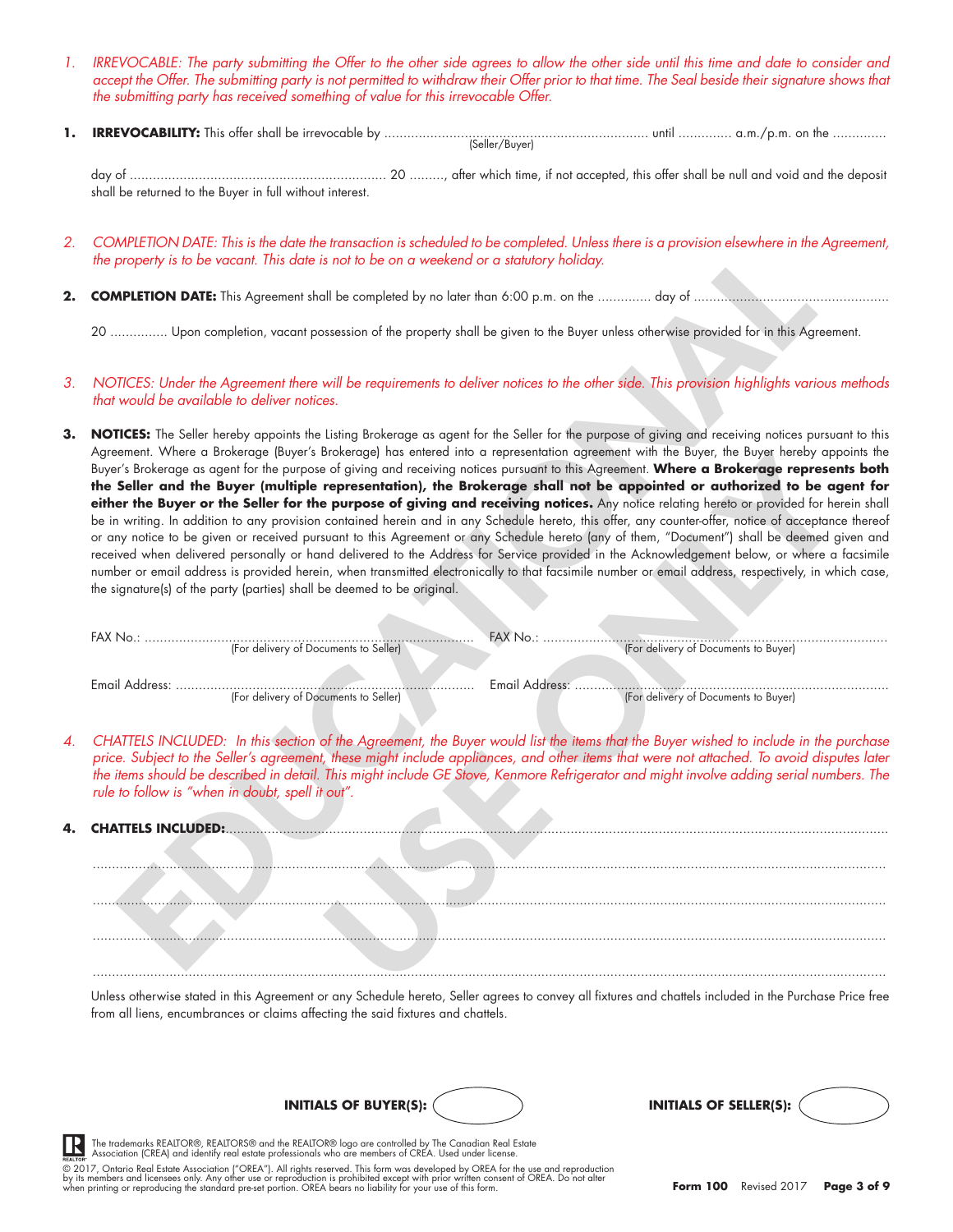*1. IRREVOCABLE: The party submitting the Offer to the other side agrees to allow the other side until this time and date to consider and accept the Offer. The submitting party is not permitted to withdraw their Offer prior to that time. The Seal beside their signature shows that the submitting party has received something of value for this irrevocable Offer.*

**1. IRREVOCABILITY:** This offer shall be irrevocable by ........................................................................ until .............. a.m./p.m. on the ..............
(Seller/Buyer)

day of ..................................................................... 20 ........., after which time, if not accepted, this offer shall be null and void and the deposit shall be returned to the Buyer in full without interest.

*2. COMPLETION DATE: This is the date the transaction is scheduled to be completed. Unless there is a provision elsewhere in the Agreement, the property is to be vacant. This date is not to be on a weekend or a statutory holiday.*

**2. COMPLETION DATE:** This Agreement shall be completed by no later than 6:00 p.m. on the .............. day of ....................................................

20 .............. Upon completion, vacant possession of the property shall be given to the Buyer unless otherwise provided for in this Agreement.

*3. NOTICES: Under the Agreement there will be requirements to deliver notices to the other side. This provision highlights various methods that would be available to deliver notices.*

**3. NOTICES:** The Seller hereby appoints the Listing Brokerage as agent for the Seller for the purpose of giving and receiving notices pursuant to this Agreement. Where a Brokerage (Buyer's Brokerage) has entered into a representation agreement with the Buyer, the Buyer hereby appoints the Buyer's Brokerage as agent for the purpose of giving and receiving notices pursuant to this Agreement. **Where a Brokerage represents both the Seller and the Buyer (multiple representation), the Brokerage shall not be appointed or authorized to be agent for either the Buyer or the Seller for the purpose of giving and receiving notices.** Any notice relating hereto or provided for herein shall be in writing. In addition to any provision contained herein and in any Schedule hereto, this offer, any counter-offer, notice of acceptance thereof or any notice to be given or received pursuant to this Agreement or any Schedule hereto (any of them, "Document") shall be deemed given and received when delivered personally or hand delivered to the Address for Service provided in the Acknowledgement below, or where a facsimile number or email address is provided herein, when transmitted electronically to that facsimile number or email address, respectively, in which case, the signature(s) of the party (parties) shall be deemed to be original.

FAX No.: ........................................................................ (For delivery of Documents to Seller)

FAX No.: ........................................................................ (For delivery of Documents to Buyer)

Email Address: ........................................................................ (For delivery of Documents to Seller)

Email Address: ........................................................................ (For delivery of Documents to Buyer)

*4. CHATTELS INCLUDED: In this section of the Agreement, the Buyer would list the items that the Buyer wished to include in the purchase price. Subject to the Seller's agreement, these might include appliances, and other items that were not attached. To avoid disputes later the items should be described in detail. This might include GE Stove, Kenmore Refrigerator and might involve adding serial numbers. The rule to follow is "when in doubt, spell it out".*

**4. CHATTELS INCLUDED:** ..........................................................................................................................................................

..........................................................................................................................................................

..........................................................................................................................................................

..........................................................................................................................................................

..........................................................................................................................................................

Unless otherwise stated in this Agreement or any Schedule hereto, Seller agrees to convey all fixtures and chattels included in the Purchase Price free from all liens, encumbrances or claims affecting the said fixtures and chattels.

**INITIALS OF BUYER(S):** 

**INITIALS OF SELLER(S):** 

The trademarks REALTOR®, REALTORS® and the REALTOR® logo are controlled by The Canadian Real Estate Association (CREA) and identify real estate professionals who are members of CREA. Used under license.

© 2017, Ontario Real Estate Association ("OREA"). All rights reserved. This form was developed by OREA for the use and reproduction by its members and licensees only. Any other use or reproduction is prohibited except with prior written consent of OREA. Do not alter when printing or reproducing the standard pre-set portion. OREA bears no liability for your use of this form.

**Form 100** Revised 2017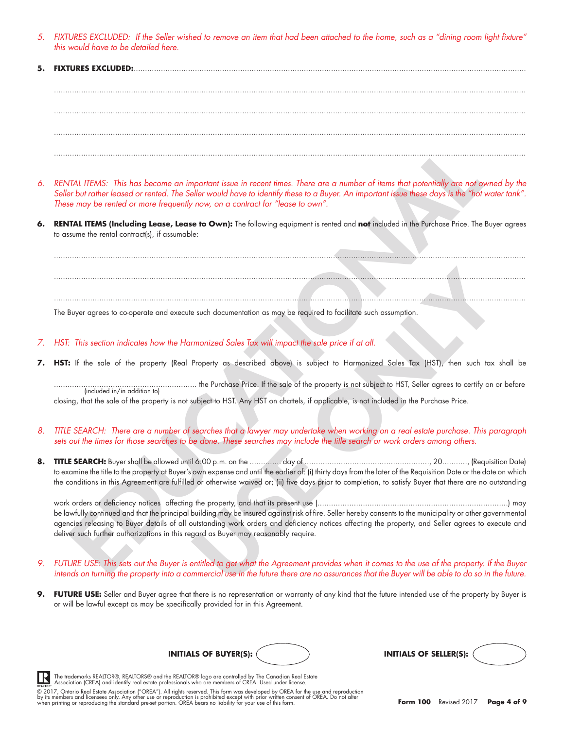*5. FIXTURES EXCLUDED: If the Seller wished to remove an item that had been attached to the home, such as a "dining room light fixture" this would have to be detailed here.*

**5. FIXTURES EXCLUDED:**.......................................................................................................................................................

..........................................................................................................................................................................................

..........................................................................................................................................................................................

..........................................................................................................................................................................................

..........................................................................................................................................................................................

*6. RENTAL ITEMS: This has become an important issue in recent times. There are a number of items that potentially are not owned by the Seller but rather leased or rented. The Seller would have to identify these to a Buyer. An important issue these days is the "hot water tank". These may be rented or more frequently now, on a contract for "lease to own".*

**6. RENTAL ITEMS (Including Lease, Lease to Own):** The following equipment is rented and **not** included in the Purchase Price. The Buyer agrees to assume the rental contract(s), if assumable:

..........................................................................................................................................................................................

..........................................................................................................................................................................................

..........................................................................................................................................................................................

The Buyer agrees to co-operate and execute such documentation as may be required to facilitate such assumption.

*7. HST: This section indicates how the Harmonized Sales Tax will impact the sale price if at all.*

**7. HST:** If the sale of the property (Real Property as described above) is subject to Harmonized Sales Tax (HST), then such tax shall be

.............................................................. the Purchase Price. If the sale of the property is not subject to HST, Seller agrees to certify on or before
(included in/in addition to)
closing, that the sale of the property is not subject to HST. Any HST on chattels, if applicable, is not included in the Purchase Price.

*8. TITLE SEARCH: There are a number of searches that a lawyer may undertake when working on a real estate purchase. This paragraph sets out the times for those searches to be done. These searches may include the title search or work orders among others.*

**8. TITLE SEARCH:** Buyer shall be allowed until 6:00 p.m. on the ............. day of ......................................................, 20..........., (Requisition Date) to examine the title to the property at Buyer's own expense and until the earlier of: (i) thirty days from the later of the Requisition Date or the date on which the conditions in this Agreement are fulfilled or otherwise waived or; (ii) five days prior to completion, to satisfy Buyer that there are no outstanding work orders or deficiency notices affecting the property, and that its present use (..................................................................................) may be lawfully continued and that the principal building may be insured against risk of fire. Seller hereby consents to the municipality or other governmental agencies releasing to Buyer details of all outstanding work orders and deficiency notices affecting the property, and Seller agrees to execute and deliver such further authorizations in this regard as Buyer may reasonably require.

*9. FUTURE USE: This sets out the Buyer is entitled to get what the Agreement provides when it comes to the use of the property. If the Buyer intends on turning the property into a commercial use in the future there are no assurances that the Buyer will be able to do so in the future.*

**9. FUTURE USE:** Seller and Buyer agree that there is no representation or warranty of any kind that the future intended use of the property by Buyer is or will be lawful except as may be specifically provided for in this Agreement.

**INITIALS OF BUYER(S):** &nbsp;&nbsp;&nbsp;&nbsp;&nbsp;&nbsp;&nbsp;&nbsp; **INITIALS OF SELLER(S):**

The trademarks REALTOR®, REALTORS® and the REALTOR® logo are controlled by The Canadian Real Estate Association (CREA) and identify real estate professionals who are members of CREA. Used under license.

© 2017, Ontario Real Estate Association ("OREA"). All rights reserved. This form was developed by OREA for the use and reproduction by its members and licensees only. Any other use or reproduction is prohibited except with prior written consent of OREA. Do not alter when printing or reproducing the standard pre-set portion. OREA bears no liability for your use of this form.

**Form 100** Revised 2017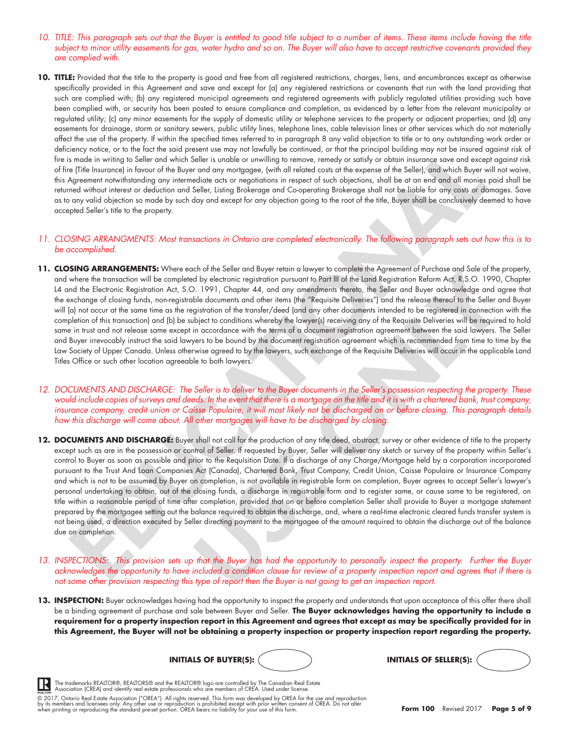*10. TITLE: This paragraph sets out that the Buyer is entitled to good title subject to a number of items. These items include having the title subject to minor utility easements for gas, water hydro and so on. The Buyer will also have to accept restrictive covenants provided they are complied with.*

**10. TITLE:** Provided that the title to the property is good and free from all registered restrictions, charges, liens, and encumbrances except as otherwise specifically provided in this Agreement and save and except for (a) any registered restrictions or covenants that run with the land providing that such are complied with; (b) any registered municipal agreements and registered agreements with publicly regulated utilities providing such have been complied with, or security has been posted to ensure compliance and completion, as evidenced by a letter from the relevant municipality or regulated utility; (c) any minor easements for the supply of domestic utility or telephone services to the property or adjacent properties; and (d) any easements for drainage, storm or sanitary sewers, public utility lines, telephone lines, cable television lines or other services which do not materially affect the use of the property. If within the specified times referred to in paragraph 8 any valid objection to title or to any outstanding work order or deficiency notice, or to the fact the said present use may not lawfully be continued, or that the principal building may not be insured against risk of fire is made in writing to Seller and which Seller is unable or unwilling to remove, remedy or satisfy or obtain insurance save and except against risk of fire (Title Insurance) in favour of the Buyer and any mortgagee, (with all related costs at the expense of the Seller), and which Buyer will not waive, this Agreement notwithstanding any intermediate acts or negotiations in respect of such objections, shall be at an end and all monies paid shall be returned without interest or deduction and Seller, Listing Brokerage and Co-operating Brokerage shall not be liable for any costs or damages. Save as to any valid objection so made by such day and except for any objection going to the root of the title, Buyer shall be conclusively deemed to have accepted Seller's title to the property.

*11. CLOSING ARRANGMENTS: Most transactions in Ontario are completed electronically. The following paragraph sets out how this is to be accomplished.*

**11. CLOSING ARRANGEMENTS:** Where each of the Seller and Buyer retain a lawyer to complete the Agreement of Purchase and Sale of the property, and where the transaction will be completed by electronic registration pursuant to Part III of the Land Registration Reform Act, R.S.O. 1990, Chapter L4 and the Electronic Registration Act, S.O. 1991, Chapter 44, and any amendments thereto, the Seller and Buyer acknowledge and agree that the exchange of closing funds, non-registrable documents and other items (the "Requisite Deliveries") and the release thereof to the Seller and Buyer will (a) not occur at the same time as the registration of the transfer/deed (and any other documents intended to be registered in connection with the completion of this transaction) and (b) be subject to conditions whereby the lawyer(s) receiving any of the Requisite Deliveries will be required to hold same in trust and not release same except in accordance with the terms of a document registration agreement between the said lawyers. The Seller and Buyer irrevocably instruct the said lawyers to be bound by the document registration agreement which is recommended from time to time by the Law Society of Upper Canada. Unless otherwise agreed to by the lawyers, such exchange of the Requisite Deliveries will occur in the applicable Land Titles Office or such other location agreeable to both lawyers.

*12. DOCUMENTS AND DISCHARGE: The Seller is to deliver to the Buyer documents in the Seller's possession respecting the property. These would include copies of surveys and deeds. In the event that there is a mortgage on the title and it is with a chartered bank, trust company, insurance company, credit union or Caisse Populaire, it will most likely not be discharged on or before closing. This paragraph details how this discharge will come about. All other mortgages will have to be discharged by closing.*

**12. DOCUMENTS AND DISCHARGE:** Buyer shall not call for the production of any title deed, abstract, survey or other evidence of title to the property except such as are in the possession or control of Seller. If requested by Buyer, Seller will deliver any sketch or survey of the property within Seller's control to Buyer as soon as possible and prior to the Requisition Date. If a discharge of any Charge/Mortgage held by a corporation incorporated pursuant to the Trust And Loan Companies Act (Canada), Chartered Bank, Trust Company, Credit Union, Caisse Populaire or Insurance Company and which is not to be assumed by Buyer on completion, is not available in registrable form on completion, Buyer agrees to accept Seller's lawyer's personal undertaking to obtain, out of the closing funds, a discharge in registrable form and to register same, or cause same to be registered, on title within a reasonable period of time after completion, provided that on or before completion Seller shall provide to Buyer a mortgage statement prepared by the mortgagee setting out the balance required to obtain the discharge, and, where a real-time electronic cleared funds transfer system is not being used, a direction executed by Seller directing payment to the mortgagee of the amount required to obtain the discharge out of the balance due on completion.

*13. INSPECTIONS: This provision sets up that the Buyer has had the opportunity to personally inspect the property. Further the Buyer acknowledges the opportunity to have included a condition clause for review of a property inspection report and agrees that if there is not some other provision respecting this type of report then the Buyer is not going to get an inspection report.*

**13. INSPECTION:** Buyer acknowledges having had the opportunity to inspect the property and understands that upon acceptance of this offer there shall be a binding agreement of purchase and sale between Buyer and Seller. **The Buyer acknowledges having the opportunity to include a requirement for a property inspection report in this Agreement and agrees that except as may be specifically provided for in this Agreement, the Buyer will not be obtaining a property inspection or property inspection report regarding the property.**

**INITIALS OF BUYER(S):** **INITIALS OF SELLER(S):**

The trademarks REALTOR®, REALTORS® and the REALTOR® logo are controlled by The Canadian Real Estate Association (CREA) and identify real estate professionals who are members of CREA. Used under license.

© 2017, Ontario Real Estate Association ("OREA"). All rights reserved. This form was developed by OREA for the use and reproduction by its members and licensees only. Any other use or reproduction is prohibited except with prior written consent of OREA. Do not alter when printing or reproducing the standard pre-set portion. OREA bears no liability for your use of this form.

**Form 100** Revised 2017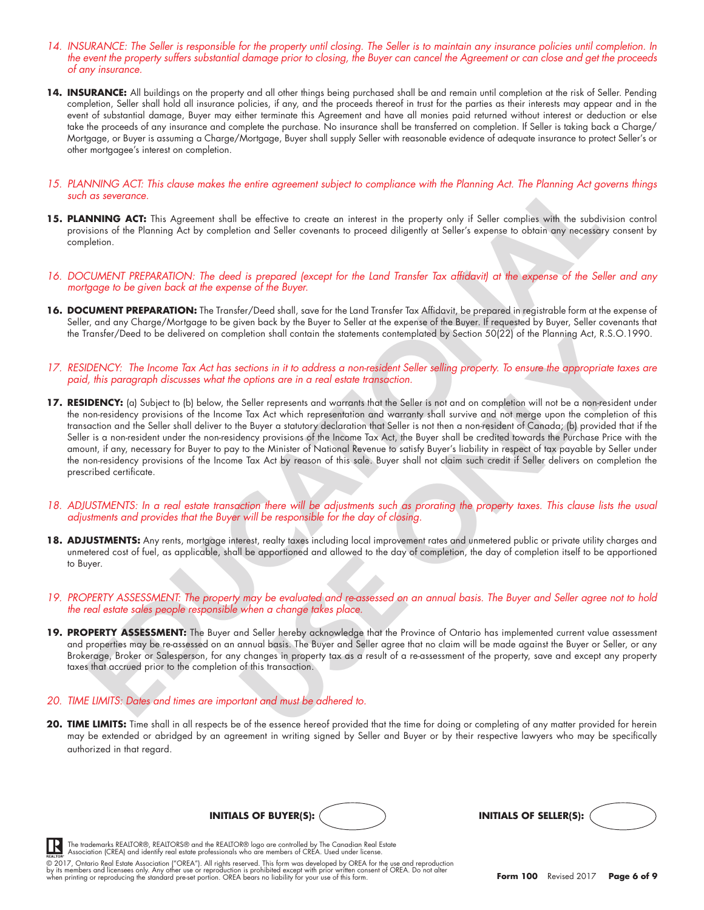*14. INSURANCE: The Seller is responsible for the property until closing. The Seller is to maintain any insurance policies until completion. In the event the property suffers substantial damage prior to closing, the Buyer can cancel the Agreement or can close and get the proceeds of any insurance.*

**14. INSURANCE:** All buildings on the property and all other things being purchased shall be and remain until completion at the risk of Seller. Pending completion, Seller shall hold all insurance policies, if any, and the proceeds thereof in trust for the parties as their interests may appear and in the event of substantial damage, Buyer may either terminate this Agreement and have all monies paid returned without interest or deduction or else take the proceeds of any insurance and complete the purchase. No insurance shall be transferred on completion. If Seller is taking back a Charge/Mortgage, or Buyer is assuming a Charge/Mortgage, Buyer shall supply Seller with reasonable evidence of adequate insurance to protect Seller's or other mortgagee's interest on completion.

*15. PLANNING ACT: This clause makes the entire agreement subject to compliance with the Planning Act. The Planning Act governs things such as severance.*

**15. PLANNING ACT:** This Agreement shall be effective to create an interest in the property only if Seller complies with the subdivision control provisions of the Planning Act by completion and Seller covenants to proceed diligently at Seller's expense to obtain any necessary consent by completion.

*16. DOCUMENT PREPARATION: The deed is prepared (except for the Land Transfer Tax affidavit) at the expense of the Seller and any mortgage to be given back at the expense of the Buyer.*

**16. DOCUMENT PREPARATION:** The Transfer/Deed shall, save for the Land Transfer Tax Affidavit, be prepared in registrable form at the expense of Seller, and any Charge/Mortgage to be given back by the Buyer to Seller at the expense of the Buyer. If requested by Buyer, Seller covenants that the Transfer/Deed to be delivered on completion shall contain the statements contemplated by Section 50(22) of the Planning Act, R.S.O.1990.

*17. RESIDENCY: The Income Tax Act has sections in it to address a non-resident Seller selling property. To ensure the appropriate taxes are paid, this paragraph discusses what the options are in a real estate transaction.*

**17. RESIDENCY:** (a) Subject to (b) below, the Seller represents and warrants that the Seller is not and on completion will not be a non-resident under the non-residency provisions of the Income Tax Act which representation and warranty shall survive and not merge upon the completion of this transaction and the Seller shall deliver to the Buyer a statutory declaration that Seller is not then a non-resident of Canada; (b) provided that if the Seller is a non-resident under the non-residency provisions of the Income Tax Act, the Buyer shall be credited towards the Purchase Price with the amount, if any, necessary for Buyer to pay to the Minister of National Revenue to satisfy Buyer's liability in respect of tax payable by Seller under the non-residency provisions of the Income Tax Act by reason of this sale. Buyer shall not claim such credit if Seller delivers on completion the prescribed certificate.

*18. ADJUSTMENTS: In a real estate transaction there will be adjustments such as prorating the property taxes. This clause lists the usual adjustments and provides that the Buyer will be responsible for the day of closing.*

**18. ADJUSTMENTS:** Any rents, mortgage interest, realty taxes including local improvement rates and unmetered public or private utility charges and unmetered cost of fuel, as applicable, shall be apportioned and allowed to the day of completion, the day of completion itself to be apportioned to Buyer.

*19. PROPERTY ASSESSMENT: The property may be evaluated and re-assessed on an annual basis. The Buyer and Seller agree not to hold the real estate sales people responsible when a change takes place.*

**19. PROPERTY ASSESSMENT:** The Buyer and Seller hereby acknowledge that the Province of Ontario has implemented current value assessment and properties may be re-assessed on an annual basis. The Buyer and Seller agree that no claim will be made against the Buyer or Seller, or any Brokerage, Broker or Salesperson, for any changes in property tax as a result of a re-assessment of the property, save and except any property taxes that accrued prior to the completion of this transaction.

*20. TIME LIMITS: Dates and times are important and must be adhered to.*

**20. TIME LIMITS:** Time shall in all respects be of the essence hereof provided that the time for doing or completing of any matter provided for herein may be extended or abridged by an agreement in writing signed by Seller and Buyer or by their respective lawyers who may be specifically authorized in that regard.

**INITIALS OF BUYER(S):** &nbsp;&nbsp;&nbsp;&nbsp; **INITIALS OF SELLER(S):**

The trademarks REALTOR®, REALTORS® and the REALTOR® logo are controlled by The Canadian Real Estate Association (CREA) and identify real estate professionals who are members of CREA. Used under license.

© 2017, Ontario Real Estate Association ("OREA"). All rights reserved. This form was developed by OREA for the use and reproduction by its members and licensees only. Any other use or reproduction is prohibited except with prior written consent of OREA. Do not alter when printing or reproducing the standard pre-set portion. OREA bears no liability for your use of this form.

**Form 100** Revised 2017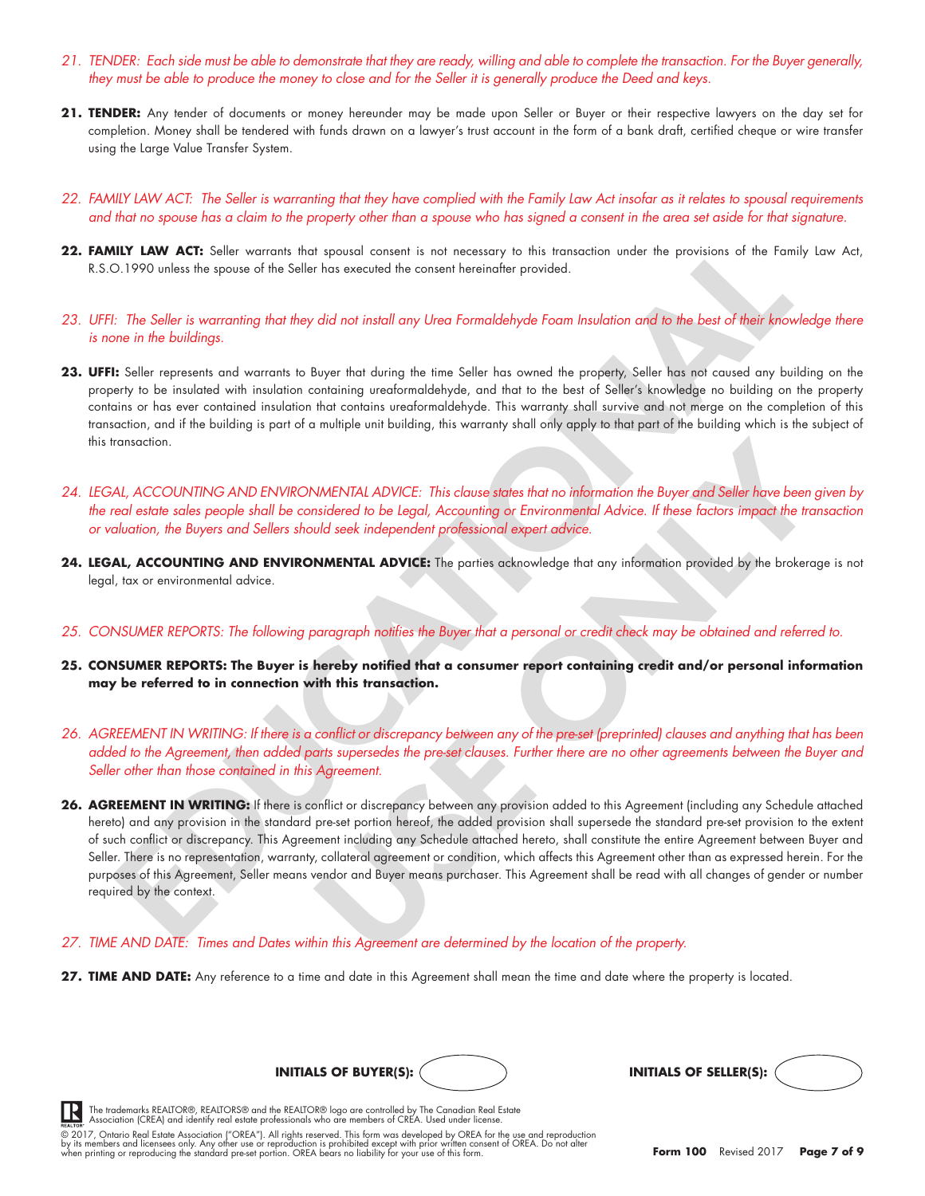*21. TENDER: Each side must be able to demonstrate that they are ready, willing and able to complete the transaction. For the Buyer generally, they must be able to produce the money to close and for the Seller it is generally produce the Deed and keys.*

**21. TENDER:** Any tender of documents or money hereunder may be made upon Seller or Buyer or their respective lawyers on the day set for completion. Money shall be tendered with funds drawn on a lawyer's trust account in the form of a bank draft, certified cheque or wire transfer using the Large Value Transfer System.

*22. FAMILY LAW ACT: The Seller is warranting that they have complied with the Family Law Act insofar as it relates to spousal requirements and that no spouse has a claim to the property other than a spouse who has signed a consent in the area set aside for that signature.*

**22. FAMILY LAW ACT:** Seller warrants that spousal consent is not necessary to this transaction under the provisions of the Family Law Act, R.S.O.1990 unless the spouse of the Seller has executed the consent hereinafter provided.

*23. UFFI: The Seller is warranting that they did not install any Urea Formaldehyde Foam Insulation and to the best of their knowledge there is none in the buildings.*

**23. UFFI:** Seller represents and warrants to Buyer that during the time Seller has owned the property, Seller has not caused any building on the property to be insulated with insulation containing ureaformaldehyde, and that to the best of Seller's knowledge no building on the property contains or has ever contained insulation that contains ureaformaldehyde. This warranty shall survive and not merge on the completion of this transaction, and if the building is part of a multiple unit building, this warranty shall only apply to that part of the building which is the subject of this transaction.

*24. LEGAL, ACCOUNTING AND ENVIRONMENTAL ADVICE: This clause states that no information the Buyer and Seller have been given by the real estate sales people shall be considered to be Legal, Accounting or Environmental Advice. If these factors impact the transaction or valuation, the Buyers and Sellers should seek independent professional expert advice.*

**24. LEGAL, ACCOUNTING AND ENVIRONMENTAL ADVICE:** The parties acknowledge that any information provided by the brokerage is not legal, tax or environmental advice.

*25. CONSUMER REPORTS: The following paragraph notifies the Buyer that a personal or credit check may be obtained and referred to.*

**25. CONSUMER REPORTS: The Buyer is hereby notified that a consumer report containing credit and/or personal information may be referred to in connection with this transaction.**

*26. AGREEMENT IN WRITING: If there is a conflict or discrepancy between any of the pre-set (preprinted) clauses and anything that has been added to the Agreement, then added parts supersedes the pre-set clauses. Further there are no other agreements between the Buyer and Seller other than those contained in this Agreement.*

**26. AGREEMENT IN WRITING:** If there is conflict or discrepancy between any provision added to this Agreement (including any Schedule attached hereto) and any provision in the standard pre-set portion hereof, the added provision shall supersede the standard pre-set provision to the extent of such conflict or discrepancy. This Agreement including any Schedule attached hereto, shall constitute the entire Agreement between Buyer and Seller. There is no representation, warranty, collateral agreement or condition, which affects this Agreement other than as expressed herein. For the purposes of this Agreement, Seller means vendor and Buyer means purchaser. This Agreement shall be read with all changes of gender or number required by the context.

*27. TIME AND DATE: Times and Dates within this Agreement are determined by the location of the property.*

**27. TIME AND DATE:** Any reference to a time and date in this Agreement shall mean the time and date where the property is located.

**INITIALS OF BUYER(S):** ( ) **INITIALS OF SELLER(S):** ( )

The trademarks REALTOR®, REALTORS® and the REALTOR® logo are controlled by The Canadian Real Estate Association (CREA) and identify real estate professionals who are members of CREA. Used under license.

© 2017, Ontario Real Estate Association ("OREA"). All rights reserved. This form was developed by OREA for the use and reproduction by its members and licensees only. Any other use or reproduction is prohibited except with prior written consent of OREA. Do not alter when printing or reproducing the standard pre-set portion. OREA bears no liability for your use of this form.

**Form 100** Revised 2017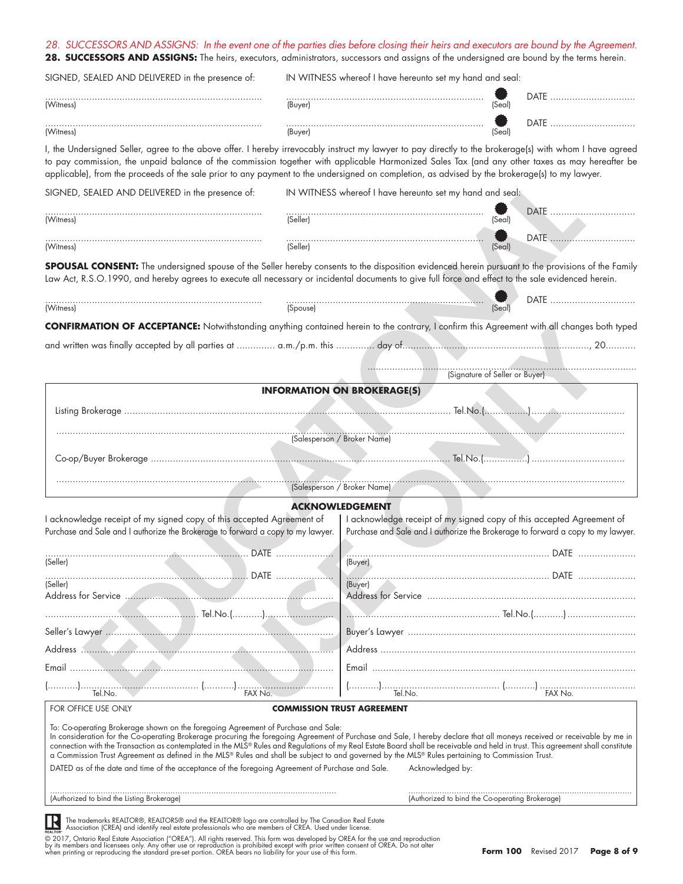*28. SUCCESSORS AND ASSIGNS: In the event one of the parties dies before closing their heirs and executors are bound by the Agreement.*

**28. SUCCESSORS AND ASSIGNS:** The heirs, executors, administrators, successors and assigns of the undersigned are bound by the terms herein.

SIGNED, SEALED AND DELIVERED in the presence of: IN WITNESS whereof I have hereunto set my hand and seal:

............................................................ (Witness) ............................................................ (Buyer) (Seal) DATE ...............................

............................................................ (Witness) ............................................................ (Buyer) (Seal) DATE ...............................

I, the Undersigned Seller, agree to the above offer. I hereby irrevocably instruct my lawyer to pay directly to the brokerage(s) with whom I have agreed to pay commission, the unpaid balance of the commission together with applicable Harmonized Sales Tax (and any other taxes as may hereafter be applicable), from the proceeds of the sale prior to any payment to the undersigned on completion, as advised by the brokerage(s) to my lawyer.

SIGNED, SEALED AND DELIVERED in the presence of: IN WITNESS whereof I have hereunto set my hand and seal:

............................................................ (Witness) ............................................................ (Seller) (Seal) DATE ...............................

............................................................ (Witness) ............................................................ (Seller) (Seal) DATE ...............................

**SPOUSAL CONSENT:** The undersigned spouse of the Seller hereby consents to the disposition evidenced herein pursuant to the provisions of the Family Law Act, R.S.O.1990, and hereby agrees to execute all necessary or incidental documents to give full force and effect to the sale evidenced herein.

............................................................ (Witness) ............................................................ (Spouse) (Seal) DATE ...............................

**CONFIRMATION OF ACCEPTANCE:** Notwithstanding anything contained herein to the contrary, I confirm this Agreement with all changes both typed and written was finally accepted by all parties at ............. a.m./p.m. this ............. day of.................................................................., 20...........

............................................................ (Signature of Seller or Buyer)

**INFORMATION ON BROKERAGE(S)**

Listing Brokerage ............................................................ Tel.No.(...............) ...............................

............................................................ (Salesperson / Broker Name)

Co-op/Buyer Brokerage ............................................................ Tel.No.(...............) ...............................

............................................................ (Salesperson / Broker Name)

**ACKNOWLEDGEMENT**

I acknowledge receipt of my signed copy of this accepted Agreement of Purchase and Sale and I authorize the Brokerage to forward a copy to my lawyer.

............................................................ DATE ..................... (Seller)

............................................................ DATE ..................... (Seller)

Address for Service ............................................................

............................................................ Tel.No.(...........).......................

Seller's Lawyer ............................................................

Address ............................................................

Email ............................................................

(...........)............................................ (...........)...................................

Tel.No. FAX No.

I acknowledge receipt of my signed copy of this accepted Agreement of Purchase and Sale and I authorize the Brokerage to forward a copy to my lawyer.

............................................................ DATE ..................... (Buyer)

............................................................ DATE ..................... (Buyer)

Address for Service ............................................................

............................................................ Tel.No.(...........).......................

Buyer's Lawyer ............................................................

Address ............................................................

Email ............................................................

(...........)............................................ (...........)...................................

Tel.No. FAX No.

FOR OFFICE USE ONLY

**COMMISSION TRUST AGREEMENT**

To: Co-operating Brokerage shown on the foregoing Agreement of Purchase and Sale:
In consideration for the Co-operating Brokerage procuring the foregoing Agreement of Purchase and Sale, I hereby declare that all moneys received or receivable by me in connection with the Transaction as contemplated in the MLS® Rules and Regulations of my Real Estate Board shall be receivable and held in trust. This agreement shall constitute a Commission Trust Agreement as defined in the MLS® Rules and shall be subject to and governed by the MLS® Rules pertaining to Commission Trust.

DATED as of the date and time of the acceptance of the foregoing Agreement of Purchase and Sale. Acknowledged by:

............................................................ (Authorized to bind the Listing Brokerage)

............................................................ (Authorized to bind the Co-operating Brokerage)

The trademarks REALTOR®, REALTORS® and the REALTOR® logo are controlled by The Canadian Real Estate Association (CREA) and identify real estate professionals who are members of CREA. Used under license.

© 2017, Ontario Real Estate Association ("OREA"). All rights reserved. This form was developed by OREA for the use and reproduction by its members and licensees only. Any other use or reproduction is prohibited except with prior written consent of OREA. Do not alter when printing or reproducing the standard pre-set portion. OREA bears no liability for your use of this form.

**Form 100** Revised 2017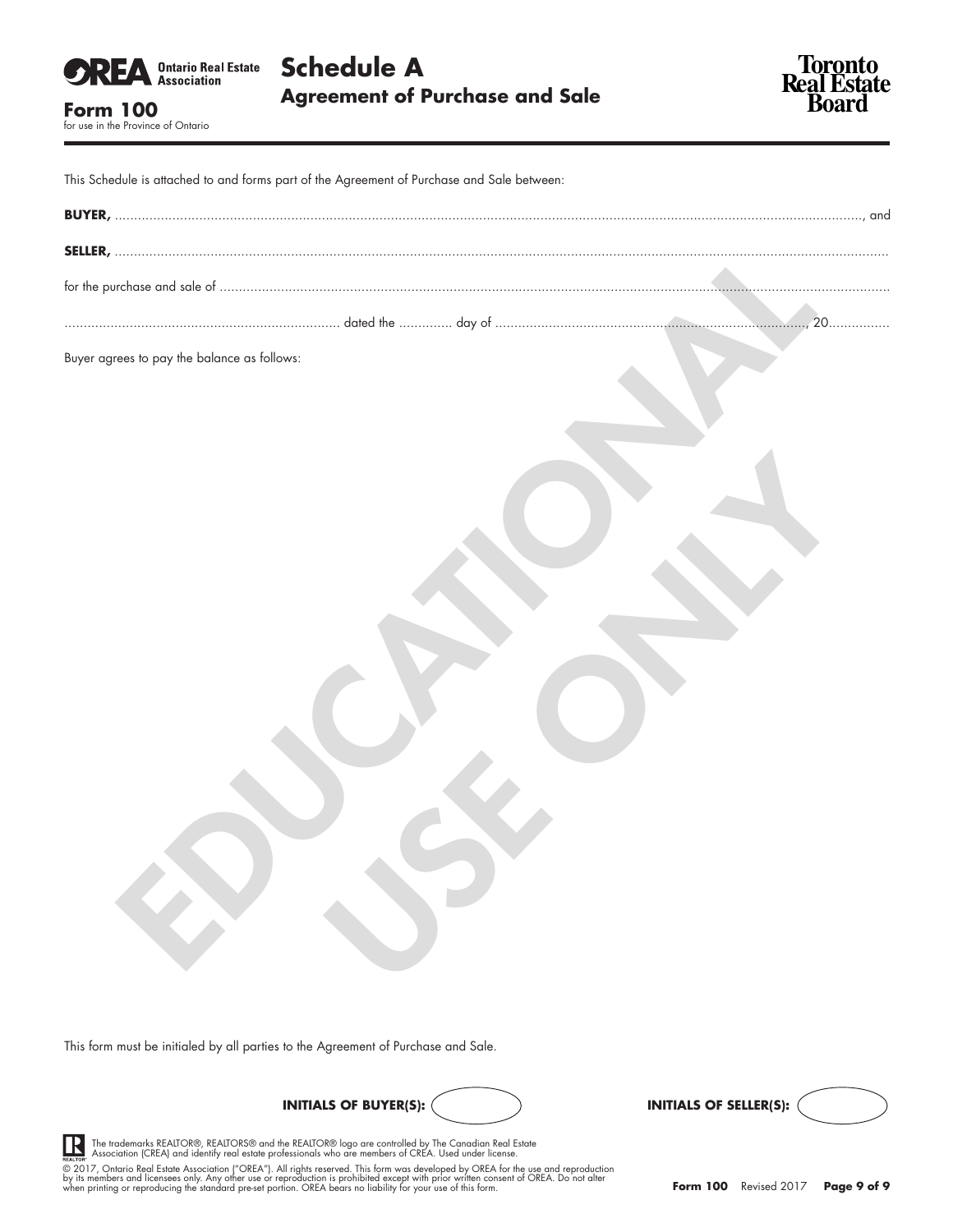**Form 100**
for use in the Province of Ontario

# Schedule A
## Agreement of Purchase and Sale

This Schedule is attached to and forms part of the Agreement of Purchase and Sale between:

**BUYER,** ..............................................................................................................................................................................., and

**SELLER,** ...............................................................................................................................................................................

for the purchase and sale of ...............................................................................................................................................................................

.............................................................................. dated the ............. day of ..................................................................................., 20...............

Buyer agrees to pay the balance as follows:

EDUCATIONAL USE ONLY

This form must be initialed by all parties to the Agreement of Purchase and Sale.

**INITIALS OF BUYER(S):** ( )

**INITIALS OF SELLER(S):** ( )

The trademarks REALTOR®, REALTORS® and the REALTOR® logo are controlled by The Canadian Real Estate Association (CREA) and identify real estate professionals who are members of CREA. Used under license.

© 2017, Ontario Real Estate Association ("OREA"). All rights reserved. This form was developed by OREA for the use and reproduction by its members and licensees only. Any other use or reproduction is prohibited except with prior written consent of OREA. Do not alter when printing or reproducing the standard pre-set portion. OREA bears no liability for your use of this form.

**Form 100** Revised 2017